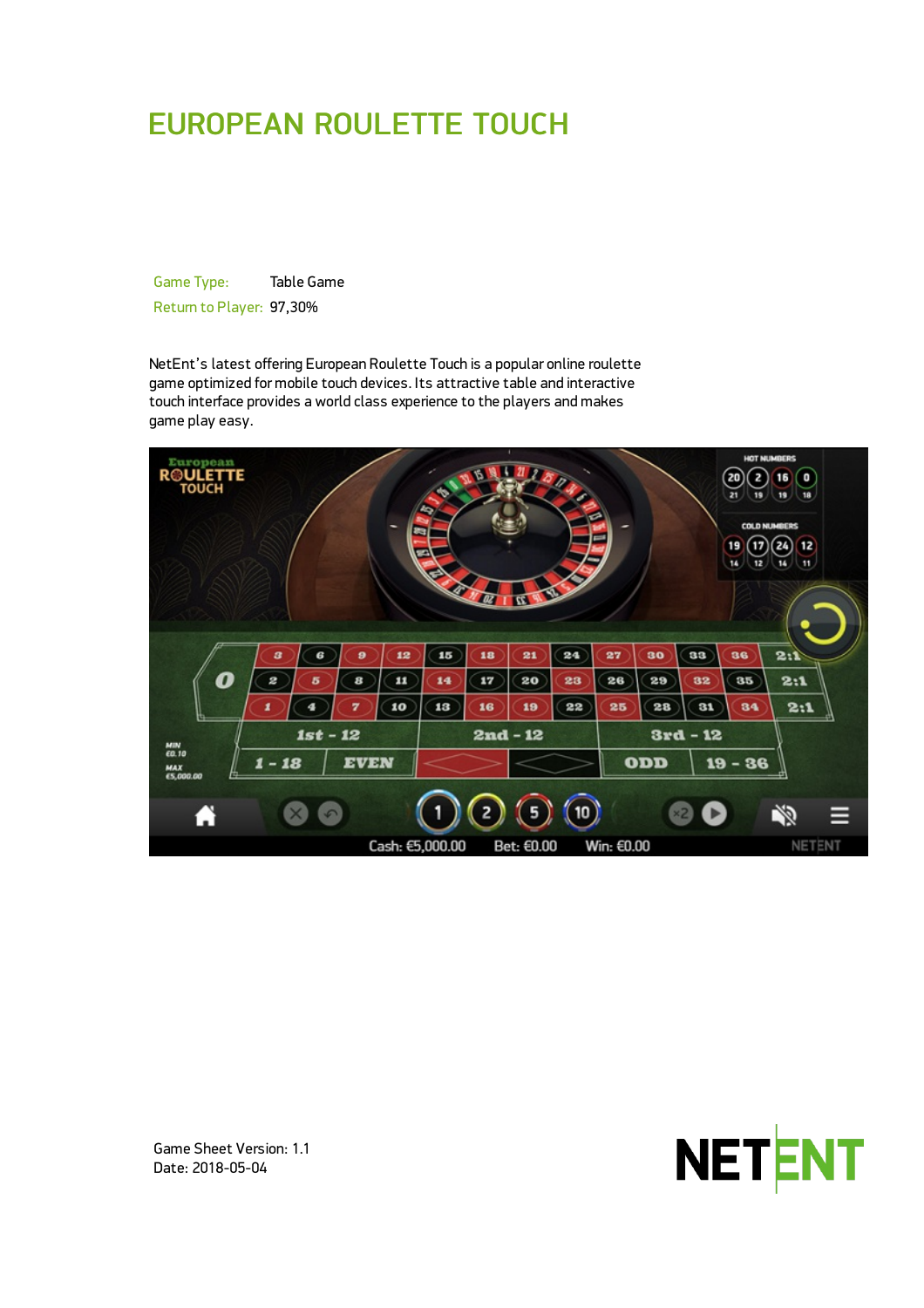# EUROPEAN ROULETTE TOUCH

| Game Type: | Table Game |
|---|---|
| Return to Player: | 97,30% |

NetEnt's latest offering European Roulette Touch is a popular online roulette game optimized for mobile touch devices. Its attractive table and interactive touch interface provides a world class experience to the players and makes game play easy.

Game Sheet Version: 1.1
Date: 2018-05-04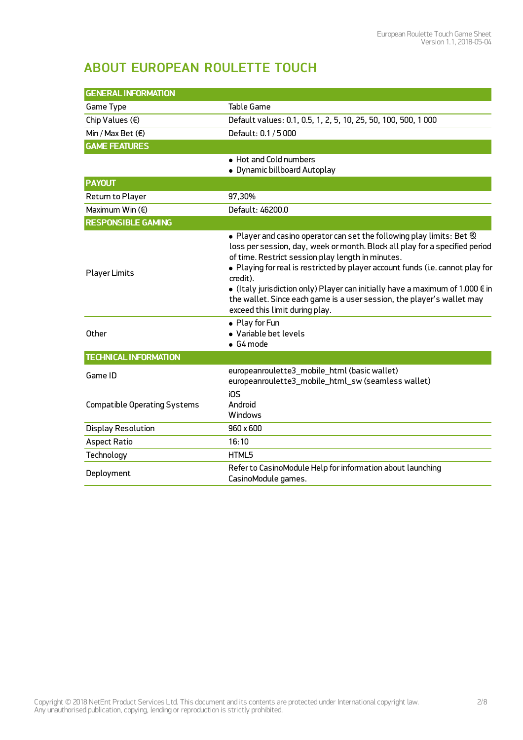# ABOUT EUROPEAN ROULETTE TOUCH

| GENERAL INFORMATION | |
|---|---|
| Game Type | Table Game |
| Chip Values (€) | Default values: 0.1, 0.5, 1, 2, 5, 10, 25, 50, 100, 500, 1 000 |
| Min / Max Bet (€) | Default: 0.1 / 5 000 |
| **GAME FEATURES** | |
| | • Hot and Cold numbers<br>• Dynamic billboard Autoplay |
| **PAYOUT** | |
| Return to Player | 97,30% |
| Maximum Win (€) | Default: 46200.0 |
| **RESPONSIBLE GAMING** | |
| Player Limits | • Player and casino operator can set the following play limits: Bet & loss per session, day, week or month. Block all play for a specified period of time. Restrict session play length in minutes.<br>• Playing for real is restricted by player account funds (i.e. cannot play for credit).<br>• (Italy jurisdiction only) Player can initially have a maximum of 1.000 € in the wallet. Since each game is a user session, the player's wallet may exceed this limit during play. |
| Other | • Play for Fun<br>• Variable bet levels<br>• G4 mode |
| **TECHNICAL INFORMATION** | |
| Game ID | europeanroulette3_mobile_html (basic wallet)<br>europeanroulette3_mobile_html_sw (seamless wallet) |
| Compatible Operating Systems | iOS<br>Android<br>Windows |
| Display Resolution | 960 x 600 |
| Aspect Ratio | 16:10 |
| Technology | HTML5 |
| Deployment | Refer to CasinoModule Help for information about launching CasinoModule games. |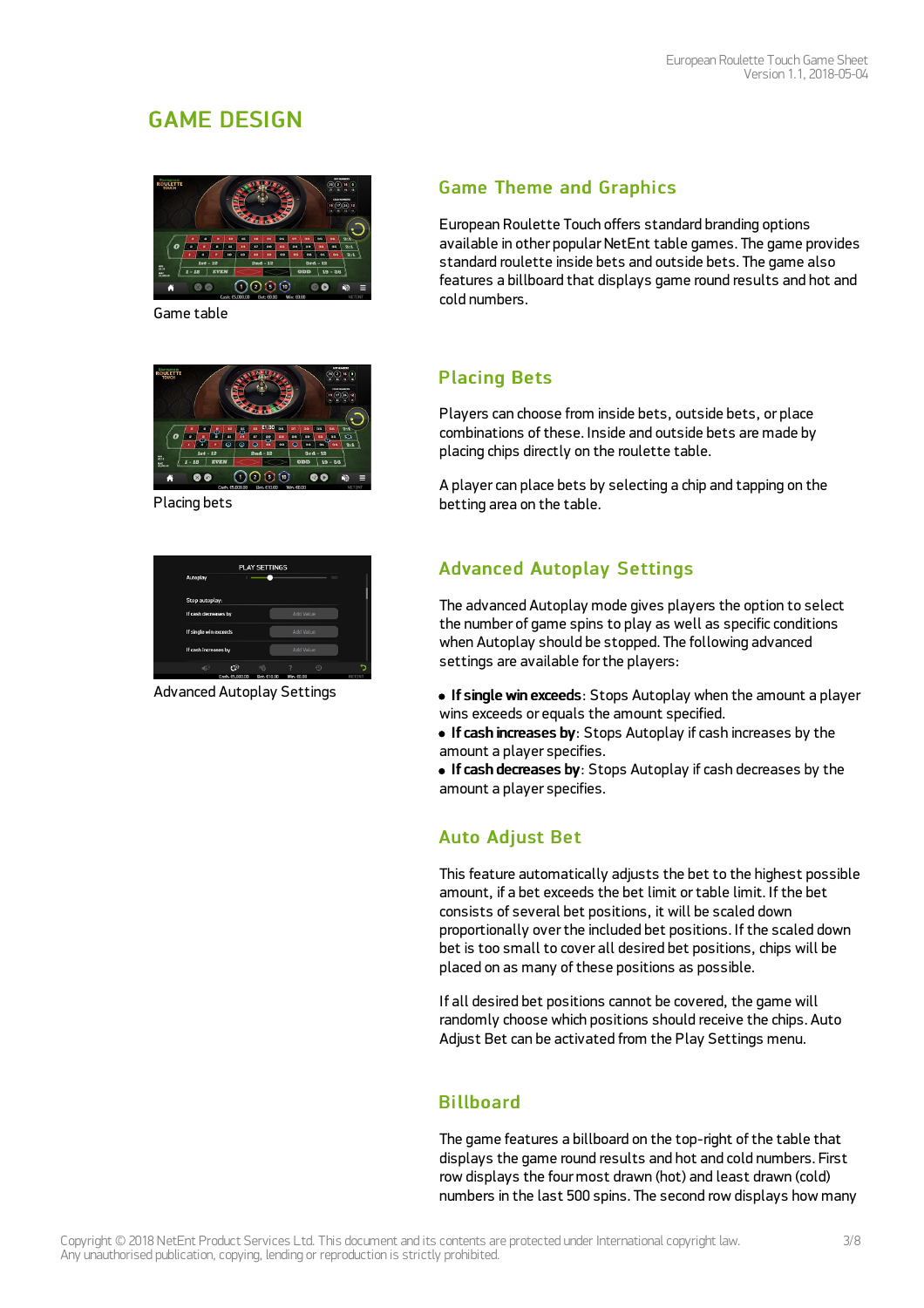# GAME DESIGN

Game table

## Game Theme and Graphics

European Roulette Touch offers standard branding options available in other popular NetEnt table games. The game provides standard roulette inside bets and outside bets. The game also features a billboard that displays game round results and hot and cold numbers.

Placing bets

## Placing Bets

Players can choose from inside bets, outside bets, or place combinations of these. Inside and outside bets are made by placing chips directly on the roulette table.

A player can place bets by selecting a chip and tapping on the betting area on the table.

Advanced Autoplay Settings

## Advanced Autoplay Settings

The advanced Autoplay mode gives players the option to select the number of game spins to play as well as specific conditions when Autoplay should be stopped. The following advanced settings are available for the players:

- **If single win exceeds**: Stops Autoplay when the amount a player wins exceeds or equals the amount specified.
- **If cash increases by**: Stops Autoplay if cash increases by the amount a player specifies.
- **If cash decreases by**: Stops Autoplay if cash decreases by the amount a player specifies.

## Auto Adjust Bet

This feature automatically adjusts the bet to the highest possible amount, if a bet exceeds the bet limit or table limit. If the bet consists of several bet positions, it will be scaled down proportionally over the included bet positions. If the scaled down bet is too small to cover all desired bet positions, chips will be placed on as many of these positions as possible.

If all desired bet positions cannot be covered, the game will randomly choose which positions should receive the chips. Auto Adjust Bet can be activated from the Play Settings menu.

## Billboard

The game features a billboard on the top-right of the table that displays the game round results and hot and cold numbers. First row displays the four most drawn (hot) and least drawn (cold) numbers in the last 500 spins. The second row displays how many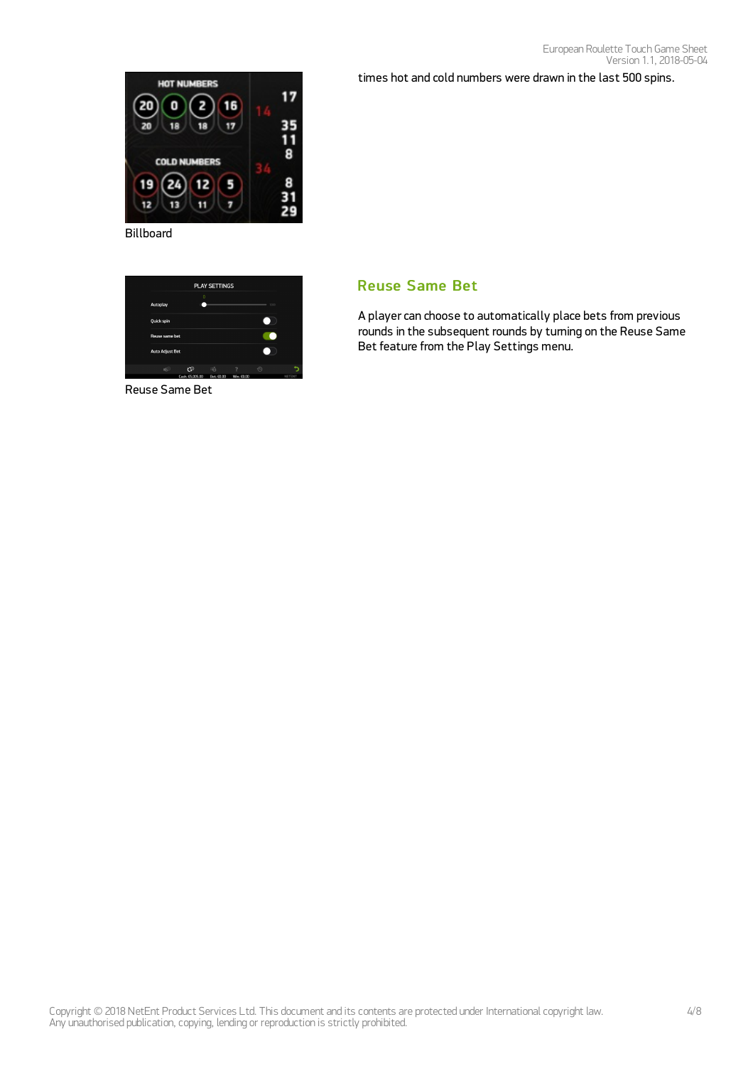times hot and cold numbers were drawn in the last 500 spins.

Billboard

## Reuse Same Bet

A player can choose to automatically place bets from previous rounds in the subsequent rounds by turning on the Reuse Same Bet feature from the Play Settings menu.

Reuse Same Bet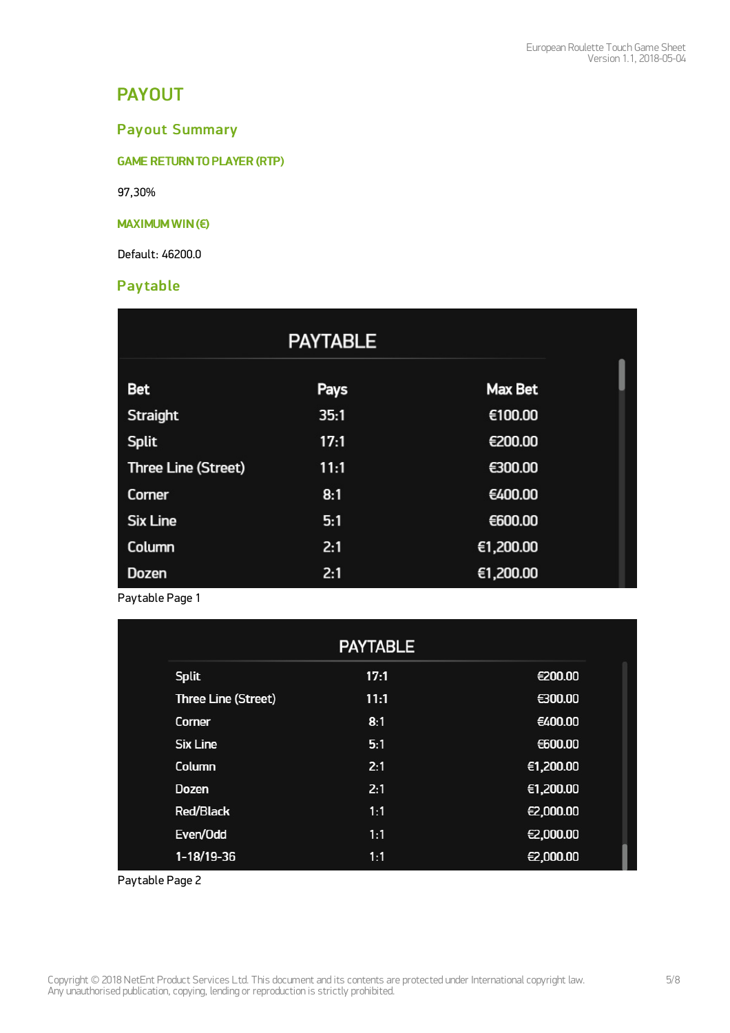# PAYOUT

## Payout Summary

### GAME RETURN TO PLAYER (RTP)

97,30%

### MAXIMUM WIN (€)

Default: 46200.0

## Paytable

**PAYTABLE**

| Bet | Pays | Max Bet |
|---|---|---|
| Straight | 35:1 | €100.00 |
| Split | 17:1 | €200.00 |
| Three Line (Street) | 11:1 | €300.00 |
| Corner | 8:1 | €400.00 |
| Six Line | 5:1 | €600.00 |
| Column | 2:1 | €1,200.00 |
| Dozen | 2:1 | €1,200.00 |

Paytable Page 1

**PAYTABLE**

| | | |
|---|---|---|
| Split | 17:1 | €200.00 |
| Three Line (Street) | 11:1 | €300.00 |
| Corner | 8:1 | €400.00 |
| Six Line | 5:1 | €600.00 |
| Column | 2:1 | €1,200.00 |
| Dozen | 2:1 | €1,200.00 |
| Red/Black | 1:1 | €2,000.00 |
| Even/Odd | 1:1 | €2,000.00 |
| 1-18/19-36 | 1:1 | €2,000.00 |

Paytable Page 2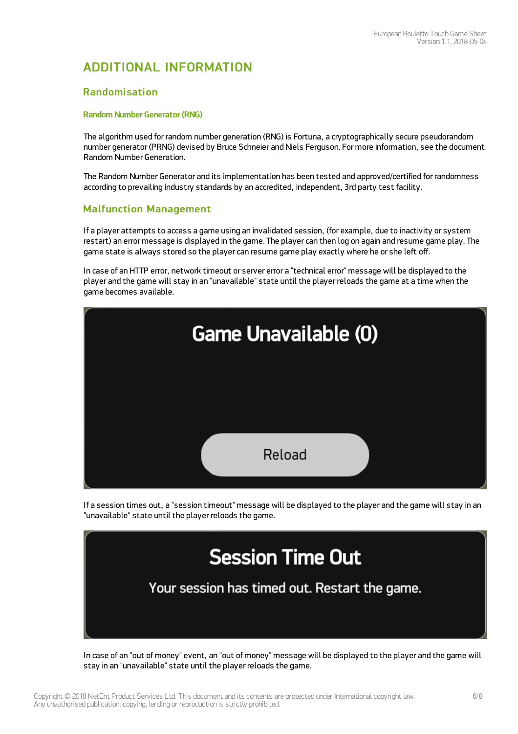# ADDITIONAL INFORMATION

## Randomisation

### Random Number Generator (RNG)

The algorithm used for random number generation (RNG) is Fortuna, a cryptographically secure pseudorandom number generator (PRNG) devised by Bruce Schneier and Niels Ferguson. For more information, see the document Random Number Generation.

The Random Number Generator and its implementation has been tested and approved/certified for randomness according to prevailing industry standards by an accredited, independent, 3rd party test facility.

## Malfunction Management

If a player attempts to access a game using an invalidated session, (for example, due to inactivity or system restart) an error message is displayed in the game. The player can then log on again and resume game play. The game state is always stored so the player can resume game play exactly where he or she left off.

In case of an HTTP error, network timeout or server error a "technical error" message will be displayed to the player and the game will stay in an "unavailable" state until the player reloads the game at a time when the game becomes available.

Game Unavailable (0)

Reload

If a session times out, a "session timeout" message will be displayed to the player and the game will stay in an "unavailable" state until the player reloads the game.

Session Time Out

Your session has timed out. Restart the game.

In case of an "out of money" event, an "out of money" message will be displayed to the player and the game will stay in an "unavailable" state until the player reloads the game.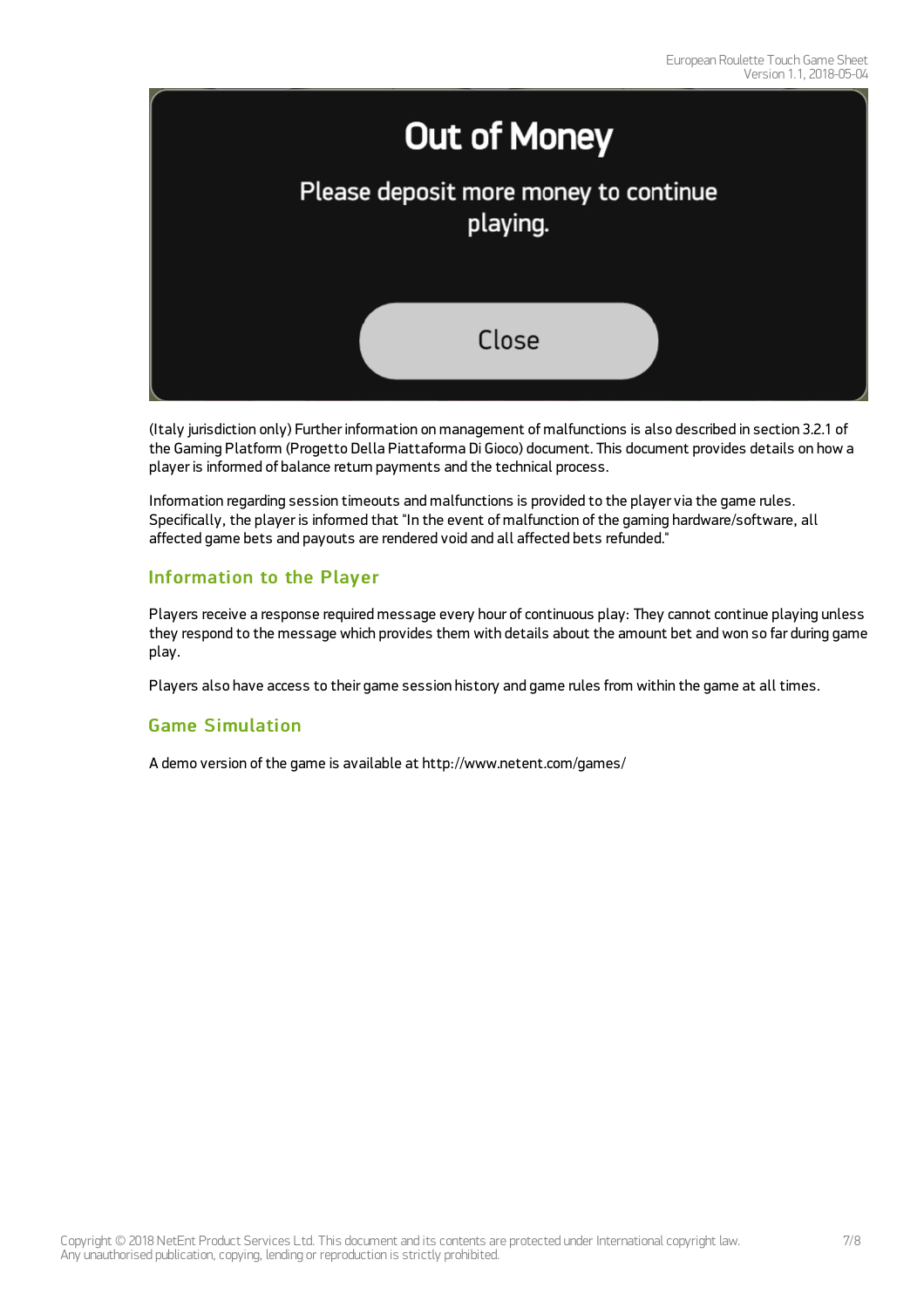**Out of Money**

Please deposit more money to continue playing.

Close

(Italy jurisdiction only) Further information on management of malfunctions is also described in section 3.2.1 of the Gaming Platform (Progetto Della Piattaforma Di Gioco) document. This document provides details on how a player is informed of balance return payments and the technical process.

Information regarding session timeouts and malfunctions is provided to the player via the game rules. Specifically, the player is informed that "In the event of malfunction of the gaming hardware/software, all affected game bets and payouts are rendered void and all affected bets refunded."

## Information to the Player

Players receive a response required message every hour of continuous play: They cannot continue playing unless they respond to the message which provides them with details about the amount bet and won so far during game play.

Players also have access to their game session history and game rules from within the game at all times.

## Game Simulation

A demo version of the game is available at http://www.netent.com/games/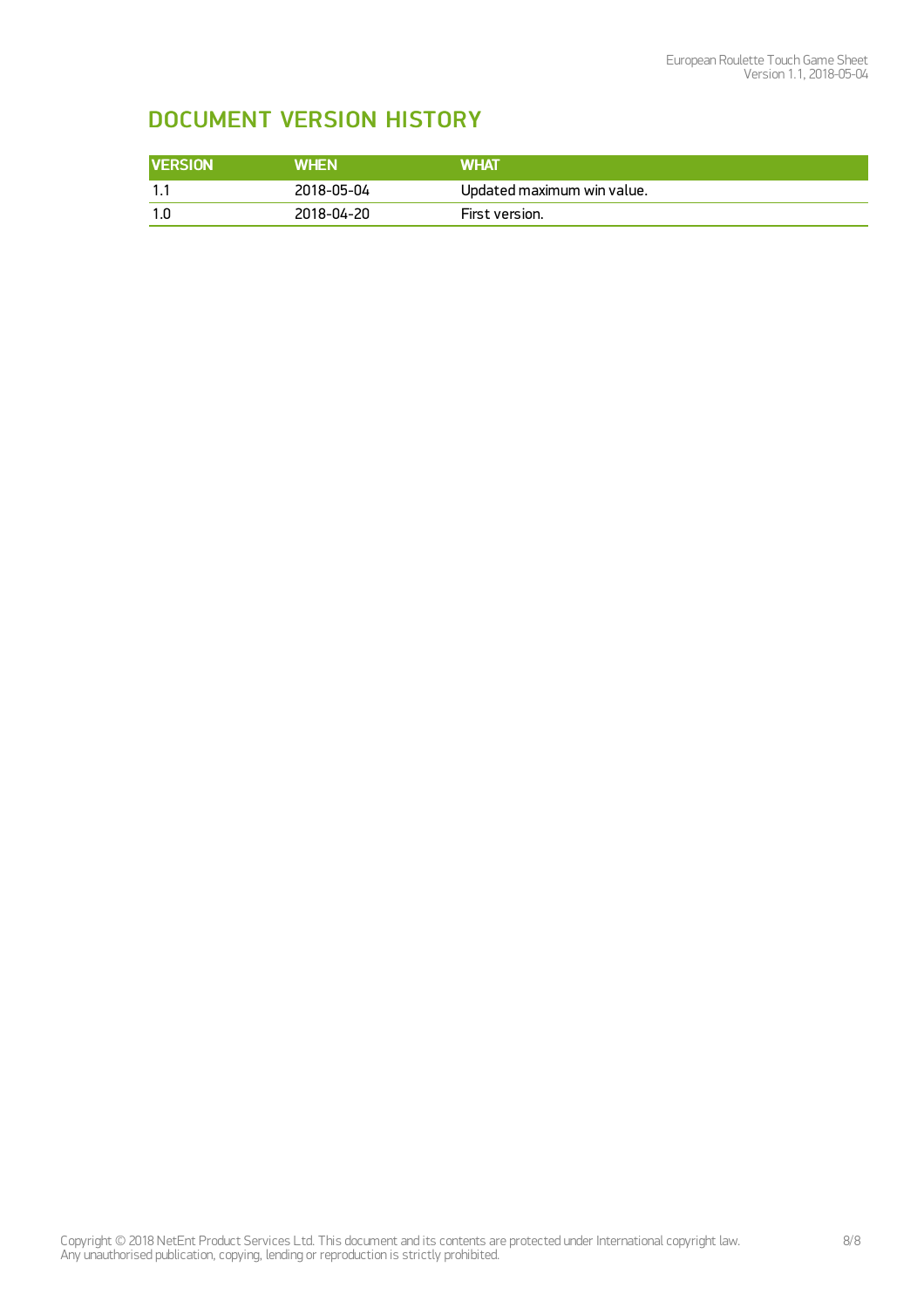## DOCUMENT VERSION HISTORY

| VERSION | WHEN | WHAT |
|---|---|---|
| 1.1 | 2018-05-04 | Updated maximum win value. |
| 1.0 | 2018-04-20 | First version. |